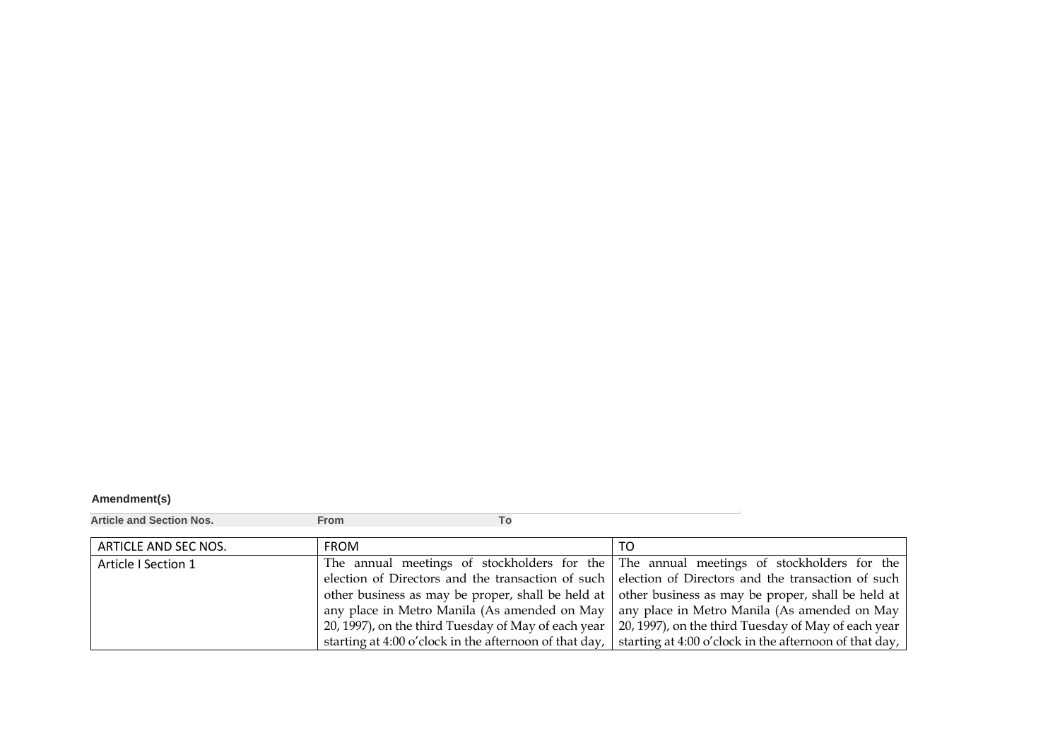**Amendment(s)**

| Article and Section Nos. | From | To |
|---|---|---|

| ARTICLE AND SEC NOS. | FROM | TO |
|---|---|---|
| Article I Section 1 | The annual meetings of stockholders for the election of Directors and the transaction of such other business as may be proper, shall be held at any place in Metro Manila (As amended on May 20, 1997), on the third Tuesday of May of each year starting at 4:00 o'clock in the afternoon of that day, | The annual meetings of stockholders for the election of Directors and the transaction of such other business as may be proper, shall be held at any place in Metro Manila (As amended on May 20, 1997), on the third Tuesday of May of each year starting at 4:00 o'clock in the afternoon of that day, |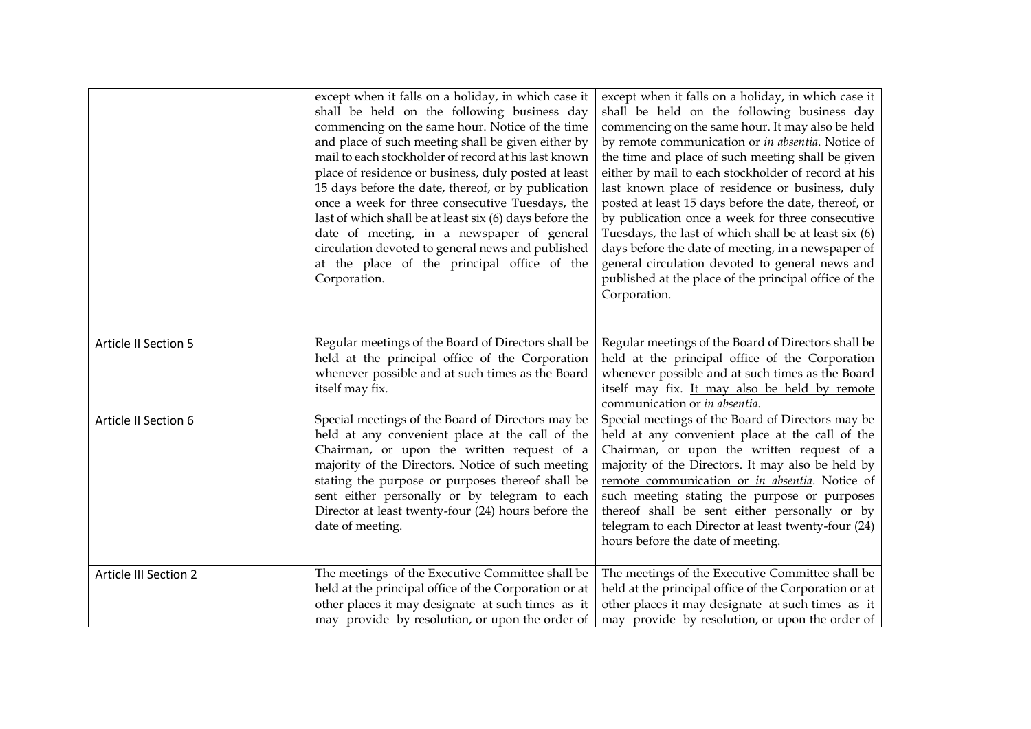| | | |
|---|---|---|
| | except when it falls on a holiday, in which case it shall be held on the following business day commencing on the same hour. Notice of the time and place of such meeting shall be given either by mail to each stockholder of record at his last known place of residence or business, duly posted at least 15 days before the date, thereof, or by publication once a week for three consecutive Tuesdays, the last of which shall be at least six (6) days before the date of meeting, in a newspaper of general circulation devoted to general news and published at the place of the principal office of the Corporation. | except when it falls on a holiday, in which case it shall be held on the following business day commencing on the same hour. <u>It may also be held by remote communication or *in absentia*.</u> Notice of the time and place of such meeting shall be given either by mail to each stockholder of record at his last known place of residence or business, duly posted at least 15 days before the date, thereof, or by publication once a week for three consecutive Tuesdays, the last of which shall be at least six (6) days before the date of meeting, in a newspaper of general circulation devoted to general news and published at the place of the principal office of the Corporation. |
| Article II Section 5 | Regular meetings of the Board of Directors shall be held at the principal office of the Corporation whenever possible and at such times as the Board itself may fix. | Regular meetings of the Board of Directors shall be held at the principal office of the Corporation whenever possible and at such times as the Board itself may fix. <u>It may also be held by remote communication or *in absentia*.</u> |
| Article II Section 6 | Special meetings of the Board of Directors may be held at any convenient place at the call of the Chairman, or upon the written request of a majority of the Directors. Notice of such meeting stating the purpose or purposes thereof shall be sent either personally or by telegram to each Director at least twenty-four (24) hours before the date of meeting. | Special meetings of the Board of Directors may be held at any convenient place at the call of the Chairman, or upon the written request of a majority of the Directors. <u>It may also be held by remote communication or *in absentia*</u>. Notice of such meeting stating the purpose or purposes thereof shall be sent either personally or by telegram to each Director at least twenty-four (24) hours before the date of meeting. |
| Article III Section 2 | The meetings of the Executive Committee shall be held at the principal office of the Corporation or at other places it may designate at such times as it may provide by resolution, or upon the order of | The meetings of the Executive Committee shall be held at the principal office of the Corporation or at other places it may designate at such times as it may provide by resolution, or upon the order of |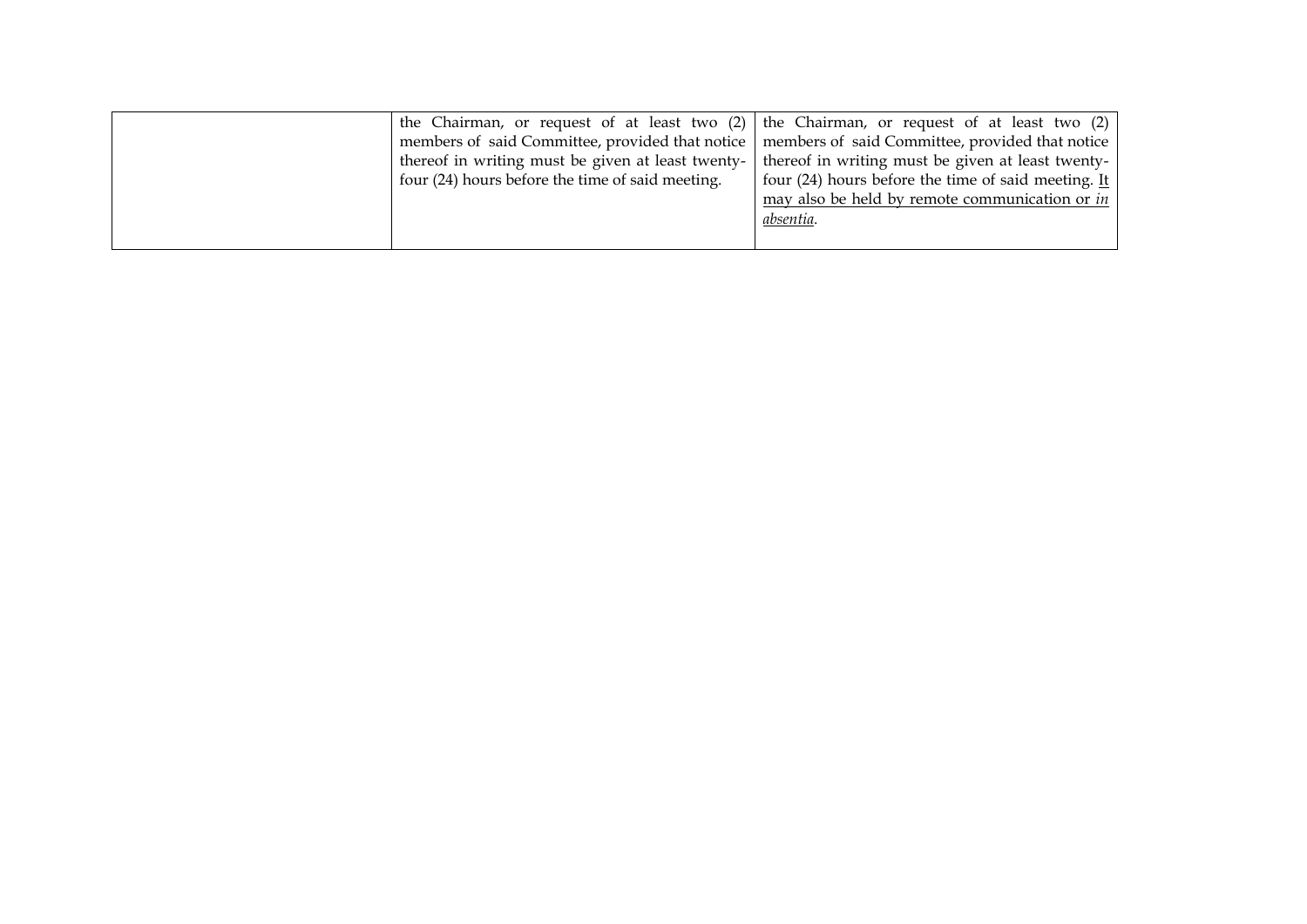| | | |
|---|---|---|
| | the Chairman, or request of at least two (2) members of said Committee, provided that notice thereof in writing must be given at least twenty-four (24) hours before the time of said meeting. | the Chairman, or request of at least two (2) members of said Committee, provided that notice thereof in writing must be given at least twenty-four (24) hours before the time of said meeting. <u>It may also be held by remote communication or *in absentia*</u>. |